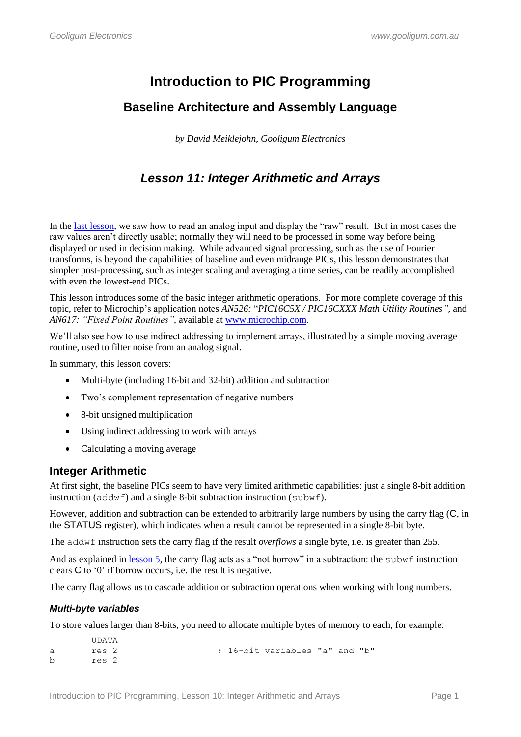# Introduction to PIC Programming

## Baseline Architecture and Assembly Language

*by David Meiklejohn, Gooligum Electronics*

## *Lesson 11: Integer Arithmetic and Arrays*

In the last lesson, we saw how to read an analog input and display the "raw" result. But in most cases the raw values aren't directly usable; normally they will need to be processed in some way before being displayed or used in decision making. While advanced signal processing, such as the use of Fourier transforms, is beyond the capabilities of baseline and even midrange PICs, this lesson demonstrates that simpler post-processing, such as integer scaling and averaging a time series, can be readily accomplished with even the lowest-end PICs.

This lesson introduces some of the basic integer arithmetic operations. For more complete coverage of this topic, refer to Microchip's application notes *AN526:* "*PIC16C5X / PIC16CXXX Math Utility Routines"*, and *AN617: "Fixed Point Routines"*, available at www.microchip.com.

We'll also see how to use indirect addressing to implement arrays, illustrated by a simple moving average routine, used to filter noise from an analog signal.

In summary, this lesson covers:

- Multi-byte (including 16-bit and 32-bit) addition and subtraction
- Two's complement representation of negative numbers
- 8-bit unsigned multiplication
- Using indirect addressing to work with arrays
- Calculating a moving average

## Integer Arithmetic

At first sight, the baseline PICs seem to have very limited arithmetic capabilities: just a single 8-bit addition instruction (`addwf`) and a single 8-bit subtraction instruction (`subwf`).

However, addition and subtraction can be extended to arbitrarily large numbers by using the carry flag (C, in the STATUS register), which indicates when a result cannot be represented in a single 8-bit byte.

The `addwf` instruction sets the carry flag if the result *overflows* a single byte, i.e. is greater than 255.

And as explained in lesson 5, the carry flag acts as a "not borrow" in a subtraction: the `subwf` instruction clears C to '0' if borrow occurs, i.e. the result is negative.

The carry flag allows us to cascade addition or subtraction operations when working with long numbers.

### *Multi-byte variables*

To store values larger than 8-bits, you need to allocate multiple bytes of memory to each, for example:

```
        UDATA
a       res 2                       ; 16-bit variables "a" and "b"
b       res 2
```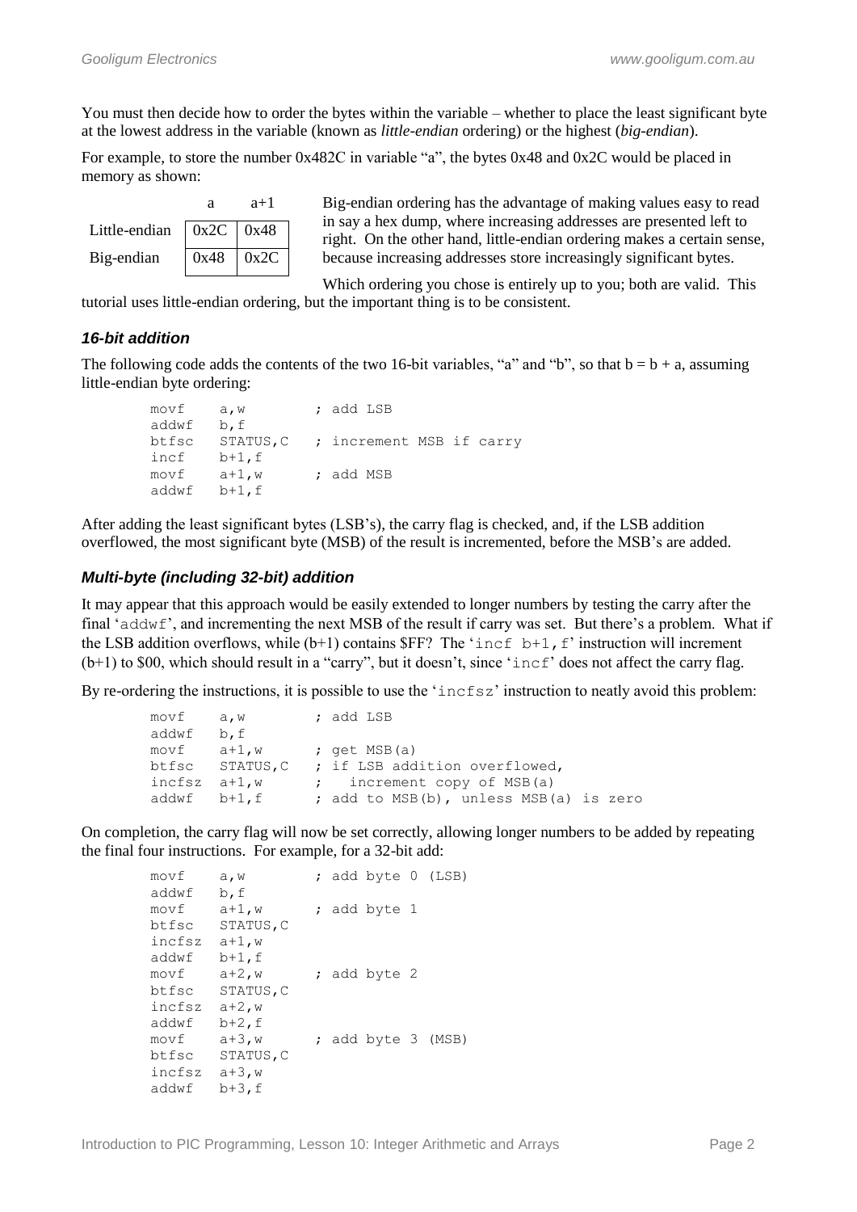You must then decide how to order the bytes within the variable – whether to place the least significant byte at the lowest address in the variable (known as *little-endian* ordering) or the highest (*big-endian*).

For example, to store the number 0x482C in variable "a", the bytes 0x48 and 0x2C would be placed in memory as shown:

| | a | a+1 |
|---|---|---|
| Little-endian | 0x2C | 0x48 |
| Big-endian | 0x48 | 0x2C |

Big-endian ordering has the advantage of making values easy to read in say a hex dump, where increasing addresses are presented left to right. On the other hand, little-endian ordering makes a certain sense, because increasing addresses store increasingly significant bytes.

Which ordering you chose is entirely up to you; both are valid. This tutorial uses little-endian ordering, but the important thing is to be consistent.

### *16-bit addition*

The following code adds the contents of the two 16-bit variables, "a" and "b", so that b = b + a, assuming little-endian byte ordering:

```
        movf    a,w         ; add LSB
        addwf   b,f
        btfsc   STATUS,C    ; increment MSB if carry
        incf    b+1,f
        movf    a+1,w       ; add MSB
        addwf   b+1,f
```

After adding the least significant bytes (LSB's), the carry flag is checked, and, if the LSB addition overflowed, the most significant byte (MSB) of the result is incremented, before the MSB's are added.

### *Multi-byte (including 32-bit) addition*

It may appear that this approach would be easily extended to longer numbers by testing the carry after the final 'addwf', and incrementing the next MSB of the result if carry was set. But there's a problem. What if the LSB addition overflows, while (b+1) contains $FF? The 'incf b+1,f' instruction will increment (b+1) to $00, which should result in a "carry", but it doesn't, since 'incf' does not affect the carry flag.

By re-ordering the instructions, it is possible to use the 'incfsz' instruction to neatly avoid this problem:

```
        movf    a,w         ; add LSB
        addwf   b,f
        movf    a+1,w       ; get MSB(a)
        btfsc   STATUS,C    ; if LSB addition overflowed,
        incfsz  a+1,w       ;   increment copy of MSB(a)
        addwf   b+1,f       ; add to MSB(b), unless MSB(a) is zero
```

On completion, the carry flag will now be set correctly, allowing longer numbers to be added by repeating the final four instructions. For example, for a 32-bit add:

```
        movf    a,w         ; add byte 0 (LSB)
        addwf   b,f
        movf    a+1,w       ; add byte 1
        btfsc   STATUS,C
        incfsz  a+1,w
        addwf   b+1,f
        movf    a+2,w       ; add byte 2
        btfsc   STATUS,C
        incfsz  a+2,w
        addwf   b+2,f
        movf    a+3,w       ; add byte 3 (MSB)
        btfsc   STATUS,C
        incfsz  a+3,w
        addwf   b+3,f
```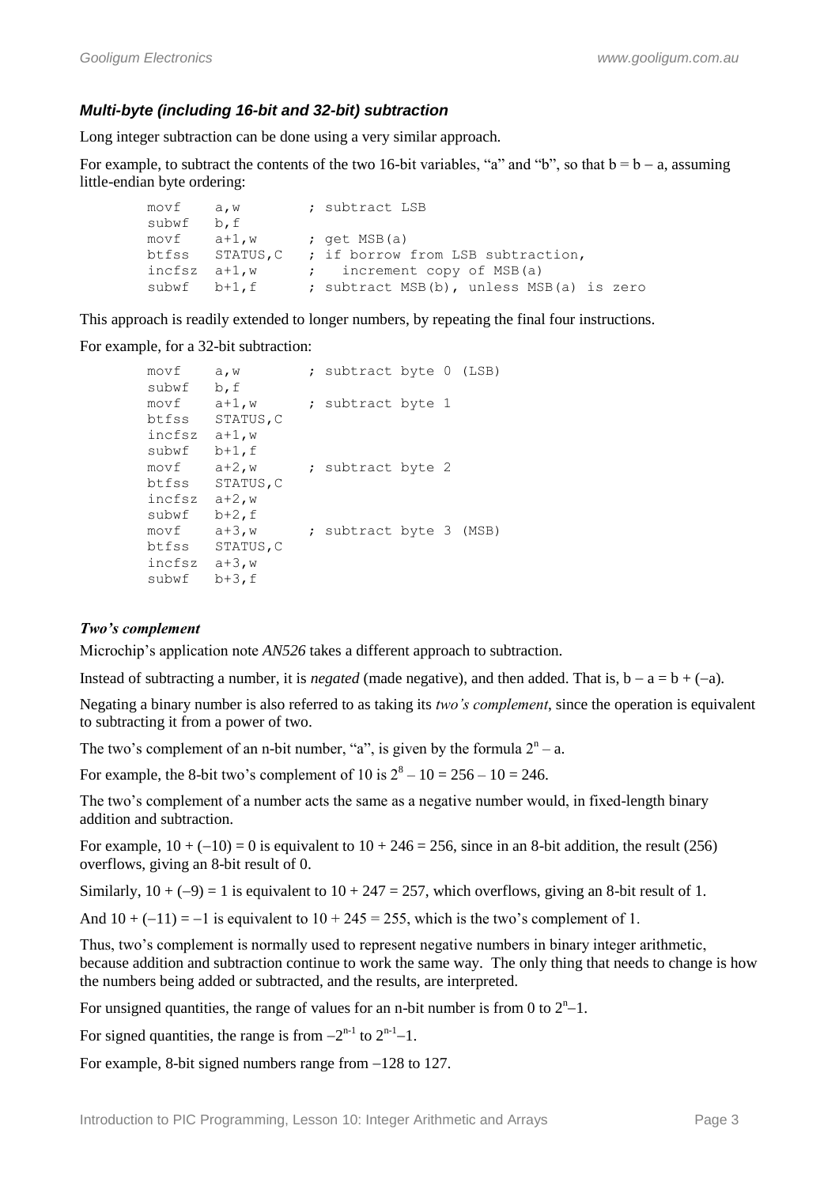### *Multi-byte (including 16-bit and 32-bit) subtraction*

Long integer subtraction can be done using a very similar approach.

For example, to subtract the contents of the two 16-bit variables, "a" and "b", so that b = b − a, assuming little-endian byte ordering:

```
        movf    a,w         ; subtract LSB
        subwf   b,f
        movf    a+1,w       ; get MSB(a)
        btfss   STATUS,C    ; if borrow from LSB subtraction,
        incfsz  a+1,w       ;   increment copy of MSB(a)
        subwf   b+1,f       ; subtract MSB(b), unless MSB(a) is zero
```

This approach is readily extended to longer numbers, by repeating the final four instructions.

For example, for a 32-bit subtraction:

```
        movf    a,w         ; subtract byte 0 (LSB)
        subwf   b,f
        movf    a+1,w       ; subtract byte 1
        btfss   STATUS,C
        incfsz  a+1,w
        subwf   b+1,f
        movf    a+2,w       ; subtract byte 2
        btfss   STATUS,C
        incfsz  a+2,w
        subwf   b+2,f
        movf    a+3,w       ; subtract byte 3 (MSB)
        btfss   STATUS,C
        incfsz  a+3,w
        subwf   b+3,f
```

#### *Two's complement*

Microchip's application note *AN526* takes a different approach to subtraction.

Instead of subtracting a number, it is *negated* (made negative), and then added. That is, b − a = b + (−a).

Negating a binary number is also referred to as taking its *two's complement*, since the operation is equivalent to subtracting it from a power of two.

The two's complement of an n-bit number, "a", is given by the formula $2^n - a$.

For example, the 8-bit two's complement of 10 is $2^8 - 10 = 256 - 10 = 246$.

The two's complement of a number acts the same as a negative number would, in fixed-length binary addition and subtraction.

For example, $10 + (-10) = 0$ is equivalent to $10 + 246 = 256$, since in an 8-bit addition, the result (256) overflows, giving an 8-bit result of 0.

Similarly, $10 + (-9) = 1$ is equivalent to $10 + 247 = 257$, which overflows, giving an 8-bit result of 1.

And $10 + (-11) = -1$ is equivalent to $10 + 245 = 255$, which is the two's complement of 1.

Thus, two's complement is normally used to represent negative numbers in binary integer arithmetic, because addition and subtraction continue to work the same way. The only thing that needs to change is how the numbers being added or subtracted, and the results, are interpreted.

For unsigned quantities, the range of values for an n-bit number is from 0 to $2^n-1$.

For signed quantities, the range is from $-2^{n-1}$ to $2^{n-1}-1$.

For example, 8-bit signed numbers range from −128 to 127.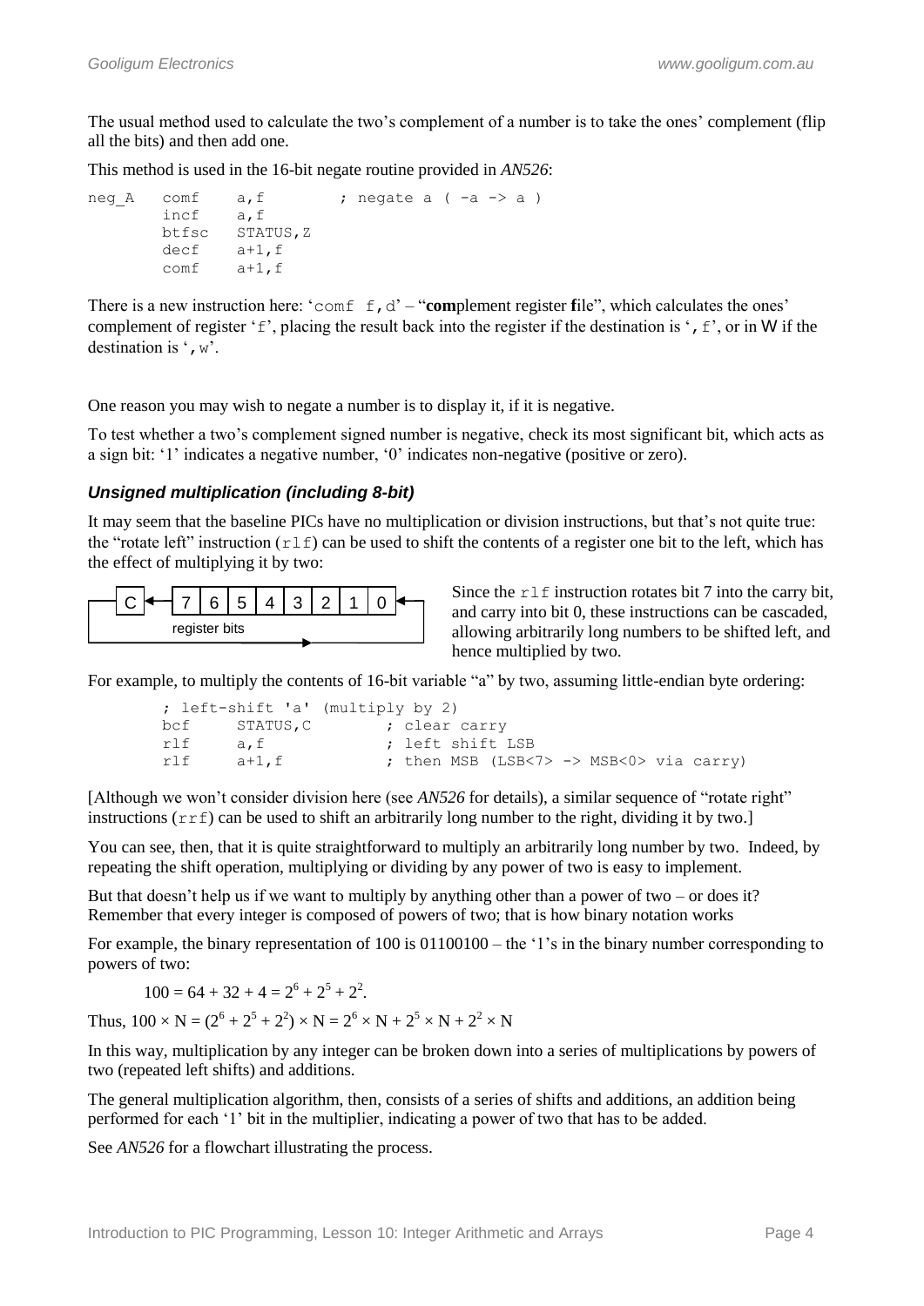The usual method used to calculate the two's complement of a number is to take the ones' complement (flip all the bits) and then add one.

This method is used in the 16-bit negate routine provided in *AN526*:

```
neg_A   comf    a,f         ; negate a ( -a -> a )
        incf    a,f
        btfsc   STATUS,Z
        decf    a+1,f
        comf    a+1,f
```

There is a new instruction here: '`comf f,d`' – "**com**plement register **f**ile", which calculates the ones' complement of register '`f`', placing the result back into the register if the destination is '`,f`', or in W if the destination is '`,w`'.

One reason you may wish to negate a number is to display it, if it is negative.

To test whether a two's complement signed number is negative, check its most significant bit, which acts as a sign bit: '1' indicates a negative number, '0' indicates non-negative (positive or zero).

### *Unsigned multiplication (including 8-bit)*

It may seem that the baseline PICs have no multiplication or division instructions, but that's not quite true: the "rotate left" instruction (`rlf`) can be used to shift the contents of a register one bit to the left, which has the effect of multiplying it by two:

C ← 7 | 6 | 5 | 4 | 3 | 2 | 1 | 0 ←
register bits

Since the `rlf` instruction rotates bit 7 into the carry bit, and carry into bit 0, these instructions can be cascaded, allowing arbitrarily long numbers to be shifted left, and hence multiplied by two.

For example, to multiply the contents of 16-bit variable "a" by two, assuming little-endian byte ordering:

```
        ; left-shift 'a' (multiply by 2)
        bcf     STATUS,C        ; clear carry
        rlf     a,f             ; left shift LSB
        rlf     a+1,f           ; then MSB (LSB<7> -> MSB<0> via carry)
```

[Although we won't consider division here (see *AN526* for details), a similar sequence of "rotate right" instructions (`rrf`) can be used to shift an arbitrarily long number to the right, dividing it by two.]

You can see, then, that it is quite straightforward to multiply an arbitrarily long number by two. Indeed, by repeating the shift operation, multiplying or dividing by any power of two is easy to implement.

But that doesn't help us if we want to multiply by anything other than a power of two – or does it? Remember that every integer is composed of powers of two; that is how binary notation works

For example, the binary representation of 100 is 01100100 – the '1's in the binary number corresponding to powers of two:

$$100 = 64 + 32 + 4 = 2^6 + 2^5 + 2^2.$$

Thus, $100 \times N = (2^6 + 2^5 + 2^2) \times N = 2^6 \times N + 2^5 \times N + 2^2 \times N$

In this way, multiplication by any integer can be broken down into a series of multiplications by powers of two (repeated left shifts) and additions.

The general multiplication algorithm, then, consists of a series of shifts and additions, an addition being performed for each '1' bit in the multiplier, indicating a power of two that has to be added.

See *AN526* for a flowchart illustrating the process.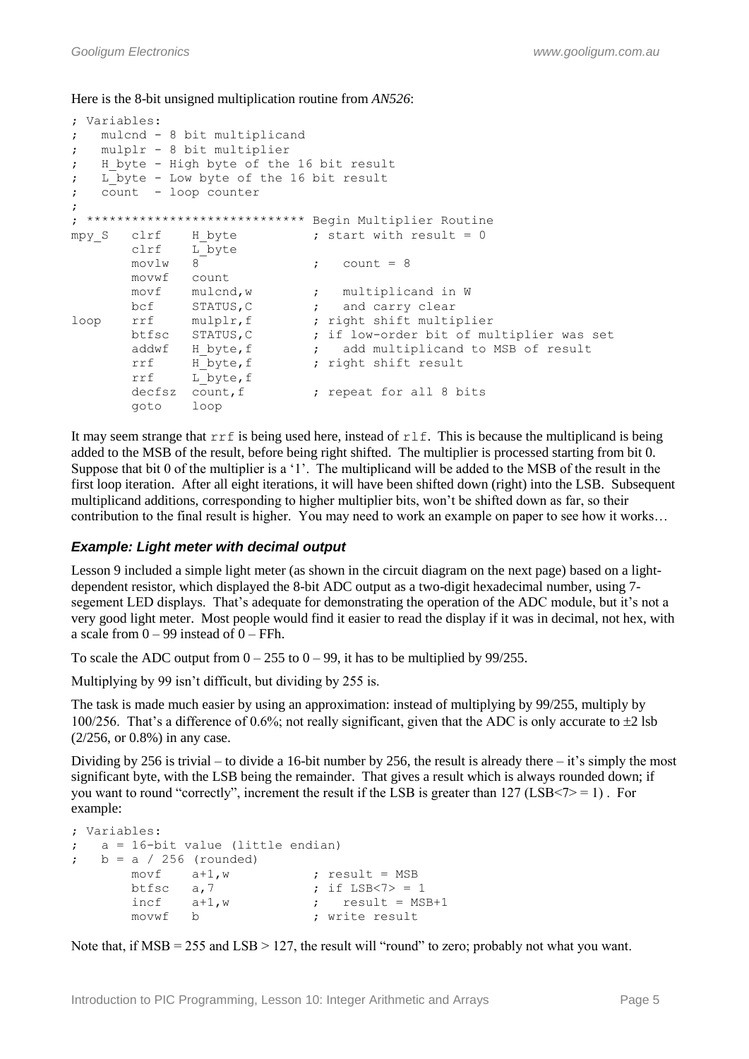Here is the 8-bit unsigned multiplication routine from *AN526*:

```
; Variables:
;   mulcnd - 8 bit multiplicand
;   mulplr - 8 bit multiplier
;   H_byte - High byte of the 16 bit result
;   L_byte - Low byte of the 16 bit result
;   count  - loop counter
;
; ***************************** Begin Multiplier Routine
mpy_S   clrf    H_byte          ; start with result = 0
        clrf    L_byte
        movlw   8               ;   count = 8
        movwf   count
        movf    mulcnd,w        ;   multiplicand in W
        bcf     STATUS,C        ;   and carry clear
loop    rrf     mulplr,f        ; right shift multiplier
        btfsc   STATUS,C        ; if low-order bit of multiplier was set
        addwf   H_byte,f        ;   add multiplicand to MSB of result
        rrf     H_byte,f        ; right shift result
        rrf     L_byte,f
        decfsz  count,f         ; repeat for all 8 bits
        goto    loop
```

It may seem strange that `rrf` is being used here, instead of `rlf`. This is because the multiplicand is being added to the MSB of the result, before being right shifted. The multiplier is processed starting from bit 0. Suppose that bit 0 of the multiplier is a '1'. The multiplicand will be added to the MSB of the result in the first loop iteration. After all eight iterations, it will have been shifted down (right) into the LSB. Subsequent multiplicand additions, corresponding to higher multiplier bits, won't be shifted down as far, so their contribution to the final result is higher. You may need to work an example on paper to see how it works…

### *Example: Light meter with decimal output*

Lesson 9 included a simple light meter (as shown in the circuit diagram on the next page) based on a light-dependent resistor, which displayed the 8-bit ADC output as a two-digit hexadecimal number, using 7-segement LED displays. That's adequate for demonstrating the operation of the ADC module, but it's not a very good light meter. Most people would find it easier to read the display if it was in decimal, not hex, with a scale from 0 – 99 instead of 0 – FFh.

To scale the ADC output from 0 – 255 to 0 – 99, it has to be multiplied by 99/255.

Multiplying by 99 isn't difficult, but dividing by 255 is.

The task is made much easier by using an approximation: instead of multiplying by 99/255, multiply by 100/256. That's a difference of 0.6%; not really significant, given that the ADC is only accurate to ±2 lsb (2/256, or 0.8%) in any case.

Dividing by 256 is trivial – to divide a 16-bit number by 256, the result is already there – it's simply the most significant byte, with the LSB being the remainder. That gives a result which is always rounded down; if you want to round "correctly", increment the result if the LSB is greater than 127 (LSB<7> = 1) . For example:

```
; Variables:
;   a = 16-bit value (little endian)
;   b = a / 256 (rounded)
        movf    a+1,w           ; result = MSB
        btfsc   a,7             ; if LSB<7> = 1
        incf    a+1,w           ;   result = MSB+1
        movwf   b               ; write result
```

Note that, if MSB = 255 and LSB > 127, the result will "round" to zero; probably not what you want.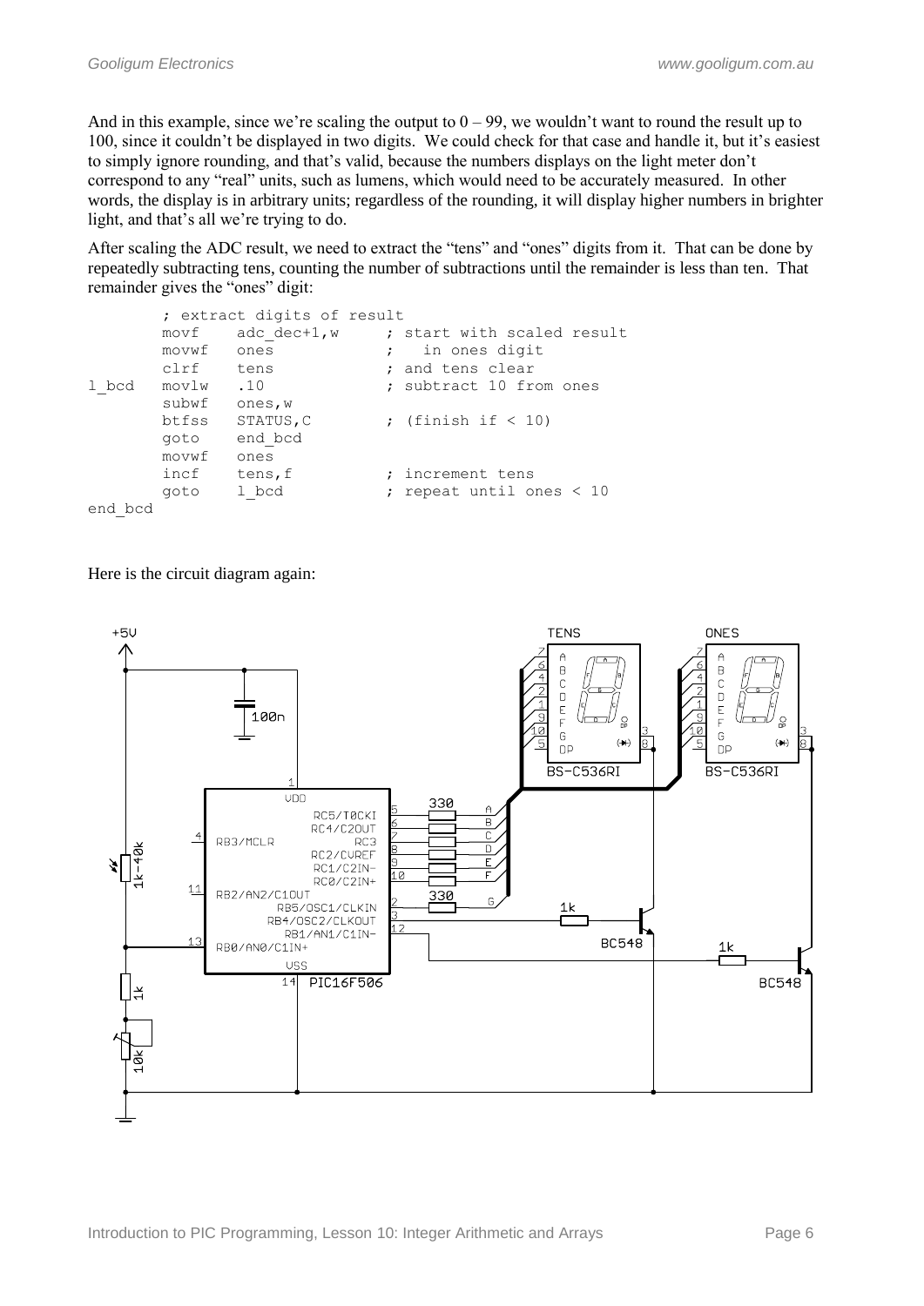And in this example, since we're scaling the output to 0 – 99, we wouldn't want to round the result up to 100, since it couldn't be displayed in two digits. We could check for that case and handle it, but it's easiest to simply ignore rounding, and that's valid, because the numbers displays on the light meter don't correspond to any "real" units, such as lumens, which would need to be accurately measured. In other words, the display is in arbitrary units; regardless of the rounding, it will display higher numbers in brighter light, and that's all we're trying to do.

After scaling the ADC result, we need to extract the "tens" and "ones" digits from it. That can be done by repeatedly subtracting tens, counting the number of subtractions until the remainder is less than ten. That remainder gives the "ones" digit:

```
        ; extract digits of result
        movf    adc_dec+1,w     ; start with scaled result
        movwf   ones            ;   in ones digit
        clrf    tens            ; and tens clear
l_bcd   movlw   .10             ; subtract 10 from ones
        subwf   ones,w
        btfss   STATUS,C        ; (finish if < 10)
        goto    end_bcd
        movwf   ones
        incf    tens,f          ; increment tens
        goto    l_bcd           ; repeat until ones < 10
end_bcd
```

Here is the circuit diagram again: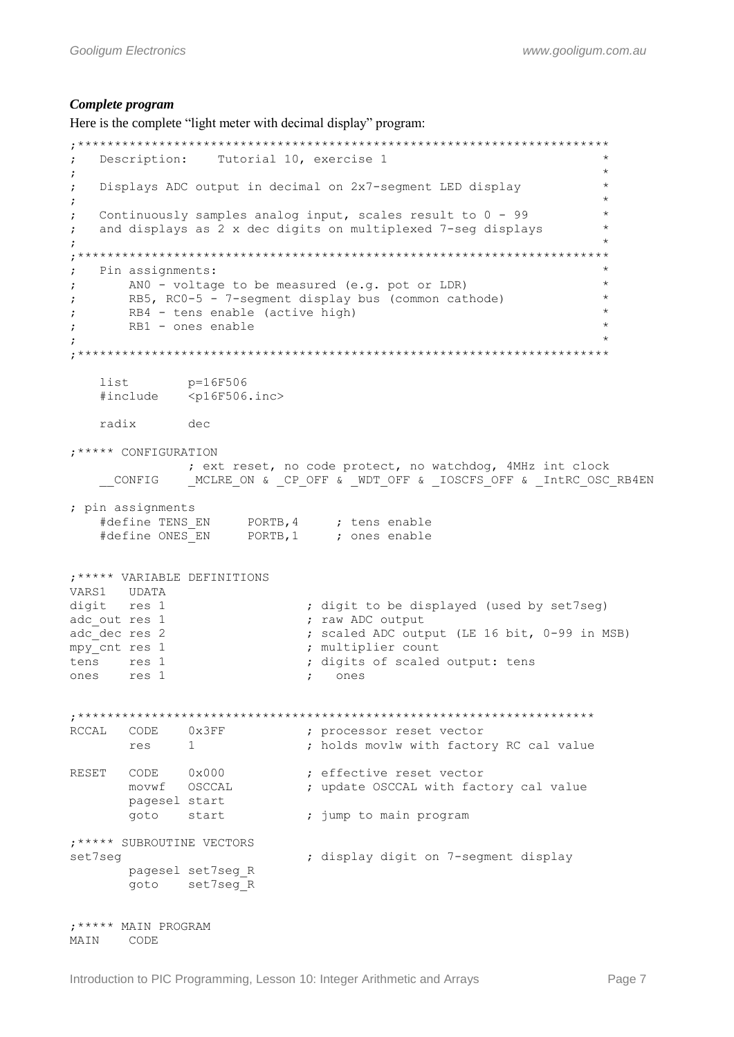### *Complete program*

Here is the complete "light meter with decimal display" program:

```
;************************************************************************
;   Description:    Tutorial 10, exercise 1                             *
;                                                                       *
;   Displays ADC output in decimal on 2x7-segment LED display           *
;                                                                       *
;   Continuously samples analog input, scales result to 0 - 99          *
;   and displays as 2 x dec digits on multiplexed 7-seg displays        *
;                                                                       *
;************************************************************************
;   Pin assignments:                                                    *
;       AN0 - voltage to be measured (e.g. pot or LDR)                  *
;       RB5, RC0-5 - 7-segment display bus (common cathode)             *
;       RB4 - tens enable (active high)                                 *
;       RB1 - ones enable                                               *
;                                                                       *
;************************************************************************

    list        p=16F506
    #include    <p16F506.inc>

    radix       dec

;***** CONFIGURATION
                ; ext reset, no code protect, no watchdog, 4MHz int clock
    __CONFIG    _MCLRE_ON & _CP_OFF & _WDT_OFF & _IOSCFS_OFF & _IntRC_OSC_RB4EN

; pin assignments
    #define TENS_EN     PORTB,4     ; tens enable
    #define ONES_EN     PORTB,1     ; ones enable


;***** VARIABLE DEFINITIONS
VARS1   UDATA
digit   res 1                   ; digit to be displayed (used by set7seg)
adc_out res 1                   ; raw ADC output
adc_dec res 2                   ; scaled ADC output (LE 16 bit, 0-99 in MSB)
mpy_cnt res 1                   ; multiplier count
tens    res 1                   ; digits of scaled output: tens
ones    res 1                   ;   ones


;**********************************************************************
RCCAL   CODE    0x3FF           ; processor reset vector
        res     1               ; holds movlw with factory RC cal value

RESET   CODE    0x000           ; effective reset vector
        movwf   OSCCAL          ; update OSCCAL with factory cal value
        pagesel start
        goto    start           ; jump to main program

;***** SUBROUTINE VECTORS
set7seg                         ; display digit on 7-segment display
        pagesel set7seg_R
        goto    set7seg_R


;***** MAIN PROGRAM
MAIN    CODE
```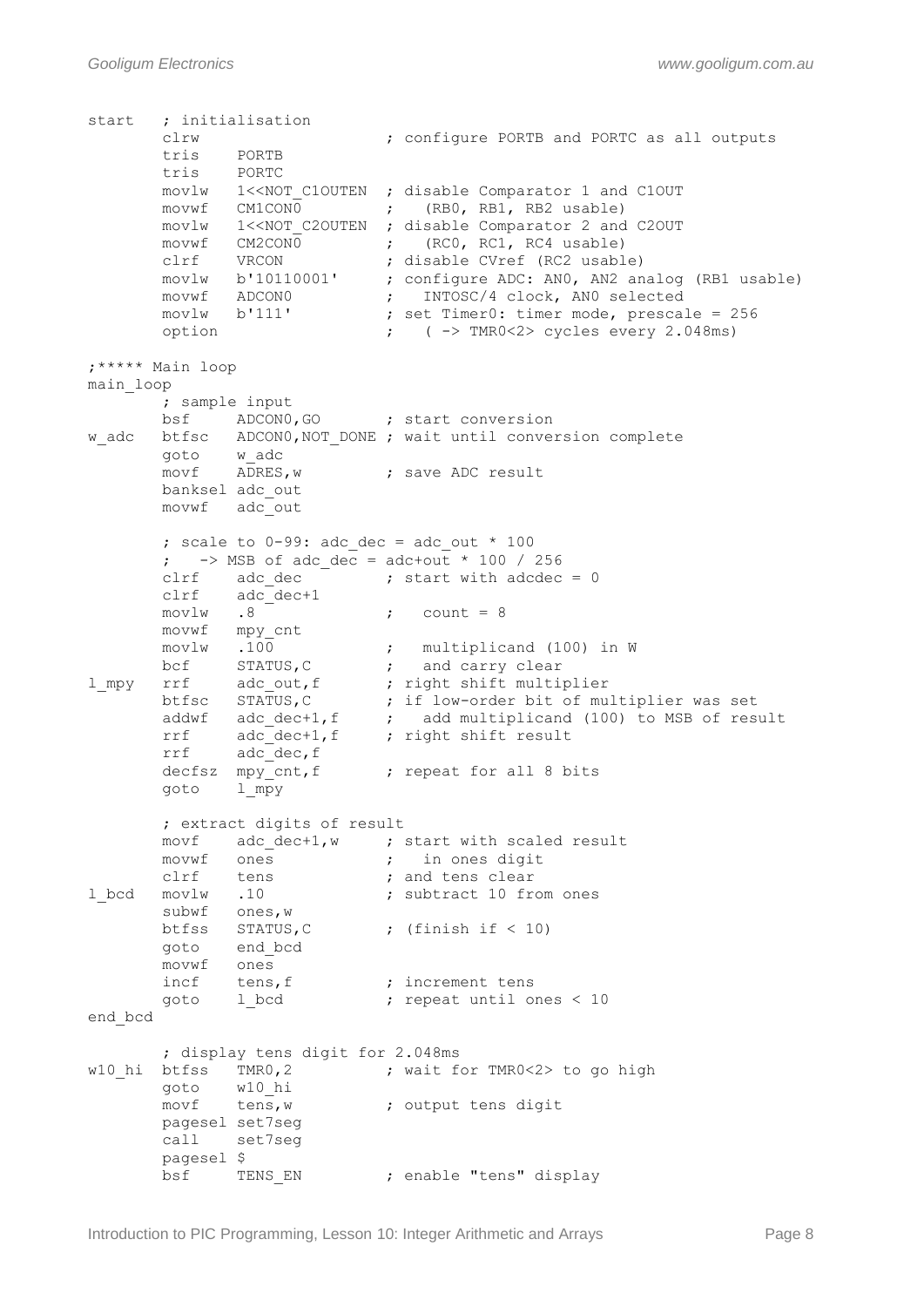```
start   ; initialisation
        clrw                    ; configure PORTB and PORTC as all outputs
        tris    PORTB
        tris    PORTC
        movlw   1<<NOT_C1OUTEN  ; disable Comparator 1 and C1OUT
        movwf   CM1CON0         ;   (RB0, RB1, RB2 usable)
        movlw   1<<NOT_C2OUTEN  ; disable Comparator 2 and C2OUT
        movwf   CM2CON0         ;   (RC0, RC1, RC4 usable)
        clrf    VRCON           ; disable CVref (RC2 usable)
        movlw   b'10110001'     ; configure ADC: AN0, AN2 analog (RB1 usable)
        movwf   ADCON0          ;   INTOSC/4 clock, AN0 selected
        movlw   b'111'          ; set Timer0: timer mode, prescale = 256
        option                  ;   ( -> TMR0<2> cycles every 2.048ms)

;***** Main loop
main_loop
        ; sample input
        bsf     ADCON0,GO       ; start conversion
w_adc   btfsc   ADCON0,NOT_DONE ; wait until conversion complete
        goto    w_adc
        movf    ADRES,w         ; save ADC result
        banksel adc_out
        movwf   adc_out

        ; scale to 0-99: adc_dec = adc_out * 100
        ;   -> MSB of adc_dec = adc+out * 100 / 256
        clrf    adc_dec         ; start with adcdec = 0
        clrf    adc_dec+1
        movlw   .8              ;   count = 8
        movwf   mpy_cnt
        movlw   .100            ;   multiplicand (100) in W
        bcf     STATUS,C        ;   and carry clear
l_mpy   rrf     adc_out,f       ; right shift multiplier
        btfsc   STATUS,C        ; if low-order bit of multiplier was set
        addwf   adc_dec+1,f     ;   add multiplicand (100) to MSB of result
        rrf     adc_dec+1,f     ; right shift result
        rrf     adc_dec,f
        decfsz  mpy_cnt,f       ; repeat for all 8 bits
        goto    l_mpy

        ; extract digits of result
        movf    adc_dec+1,w     ; start with scaled result
        movwf   ones            ;   in ones digit
        clrf    tens            ; and tens clear
l_bcd   movlw   .10             ; subtract 10 from ones
        subwf   ones,w
        btfss   STATUS,C        ; (finish if < 10)
        goto    end_bcd
        movwf   ones
        incf    tens,f          ; increment tens
        goto    l_bcd           ; repeat until ones < 10
end_bcd

        ; display tens digit for 2.048ms
w10_hi  btfss   TMR0,2          ; wait for TMR0<2> to go high
        goto    w10_hi
        movf    tens,w          ; output tens digit
        pagesel set7seg
        call    set7seg
        pagesel $
        bsf     TENS_EN         ; enable "tens" display
```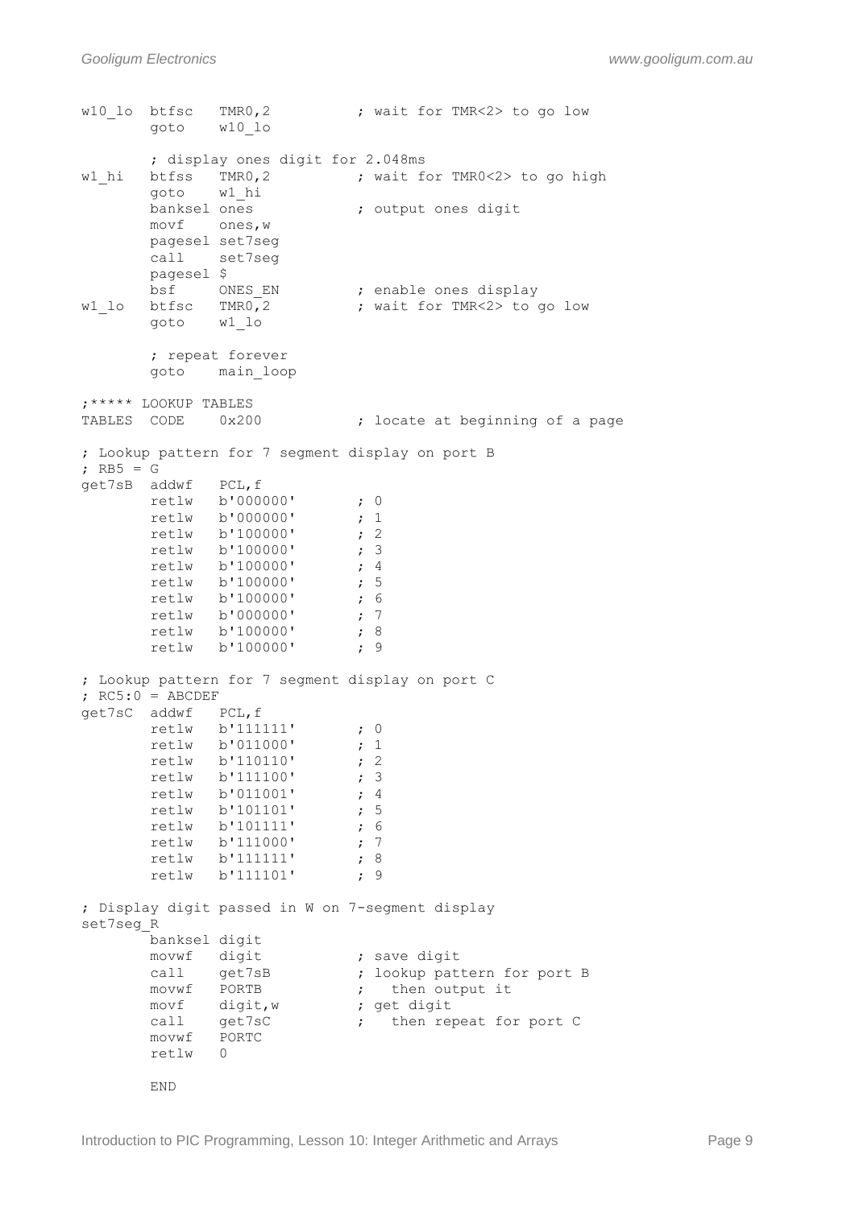```
w10_lo  btfsc   TMR0,2          ; wait for TMR<2> to go low
        goto    w10_lo

        ; display ones digit for 2.048ms
w1_hi   btfss   TMR0,2          ; wait for TMR0<2> to go high
        goto    w1_hi
        banksel ones            ; output ones digit
        movf    ones,w
        pagesel set7seg
        call    set7seg
        pagesel $
        bsf     ONES_EN         ; enable ones display
w1_lo   btfsc   TMR0,2          ; wait for TMR<2> to go low
        goto    w1_lo

        ; repeat forever
        goto    main_loop

;***** LOOKUP TABLES
TABLES  CODE    0x200           ; locate at beginning of a page

; Lookup pattern for 7 segment display on port B
; RB5 = G
get7sB  addwf   PCL,f
        retlw   b'000000'       ; 0
        retlw   b'000000'       ; 1
        retlw   b'100000'       ; 2
        retlw   b'100000'       ; 3
        retlw   b'100000'       ; 4
        retlw   b'100000'       ; 5
        retlw   b'100000'       ; 6
        retlw   b'000000'       ; 7
        retlw   b'100000'       ; 8
        retlw   b'100000'       ; 9

; Lookup pattern for 7 segment display on port C
; RC5:0 = ABCDEF
get7sC  addwf   PCL,f
        retlw   b'111111'       ; 0
        retlw   b'011000'       ; 1
        retlw   b'110110'       ; 2
        retlw   b'111100'       ; 3
        retlw   b'011001'       ; 4
        retlw   b'101101'       ; 5
        retlw   b'101111'       ; 6
        retlw   b'111000'       ; 7
        retlw   b'111111'       ; 8
        retlw   b'111101'       ; 9

; Display digit passed in W on 7-segment display
set7seg_R
        banksel digit
        movwf   digit           ; save digit
        call    get7sB          ; lookup pattern for port B
        movwf   PORTB           ;   then output it
        movf    digit,w         ; get digit
        call    get7sC          ;   then repeat for port C
        movwf   PORTC
        retlw   0

        END
```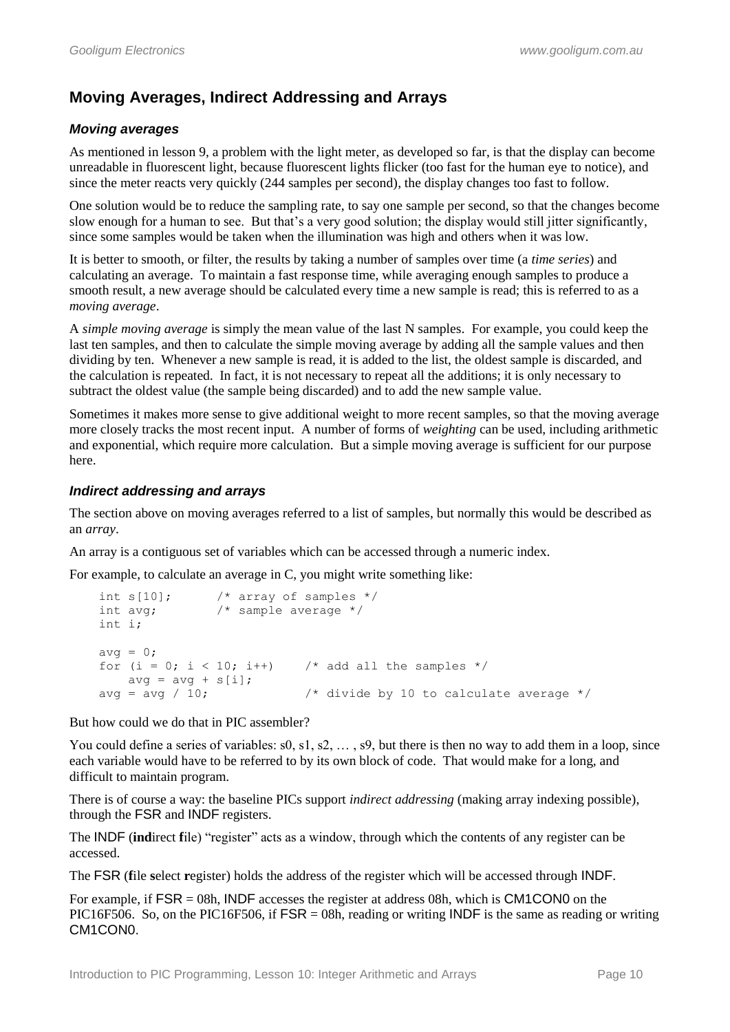## Moving Averages, Indirect Addressing and Arrays

### *Moving averages*

As mentioned in lesson 9, a problem with the light meter, as developed so far, is that the display can become unreadable in fluorescent light, because fluorescent lights flicker (too fast for the human eye to notice), and since the meter reacts very quickly (244 samples per second), the display changes too fast to follow.

One solution would be to reduce the sampling rate, to say one sample per second, so that the changes become slow enough for a human to see. But that's a very good solution; the display would still jitter significantly, since some samples would be taken when the illumination was high and others when it was low.

It is better to smooth, or filter, the results by taking a number of samples over time (a *time series*) and calculating an average. To maintain a fast response time, while averaging enough samples to produce a smooth result, a new average should be calculated every time a new sample is read; this is referred to as a *moving average*.

A *simple moving average* is simply the mean value of the last N samples. For example, you could keep the last ten samples, and then to calculate the simple moving average by adding all the sample values and then dividing by ten. Whenever a new sample is read, it is added to the list, the oldest sample is discarded, and the calculation is repeated. In fact, it is not necessary to repeat all the additions; it is only necessary to subtract the oldest value (the sample being discarded) and to add the new sample value.

Sometimes it makes more sense to give additional weight to more recent samples, so that the moving average more closely tracks the most recent input. A number of forms of *weighting* can be used, including arithmetic and exponential, which require more calculation. But a simple moving average is sufficient for our purpose here.

### *Indirect addressing and arrays*

The section above on moving averages referred to a list of samples, but normally this would be described as an *array*.

An array is a contiguous set of variables which can be accessed through a numeric index.

For example, to calculate an average in C, you might write something like:

```
int s[10];      /* array of samples */
int avg;        /* sample average */
int i;

avg = 0;
for (i = 0; i < 10; i++)    /* add all the samples */
    avg = avg + s[i];
avg = avg / 10;             /* divide by 10 to calculate average */
```

But how could we do that in PIC assembler?

You could define a series of variables: s0, s1, s2, … , s9, but there is then no way to add them in a loop, since each variable would have to be referred to by its own block of code. That would make for a long, and difficult to maintain program.

There is of course a way: the baseline PICs support *indirect addressing* (making array indexing possible), through the FSR and INDF registers.

The INDF (**ind**irect **f**ile) "register" acts as a window, through which the contents of any register can be accessed.

The FSR (**f**ile **s**elect **r**egister) holds the address of the register which will be accessed through INDF.

For example, if FSR = 08h, INDF accesses the register at address 08h, which is CM1CON0 on the PIC16F506. So, on the PIC16F506, if FSR = 08h, reading or writing INDF is the same as reading or writing CM1CON0.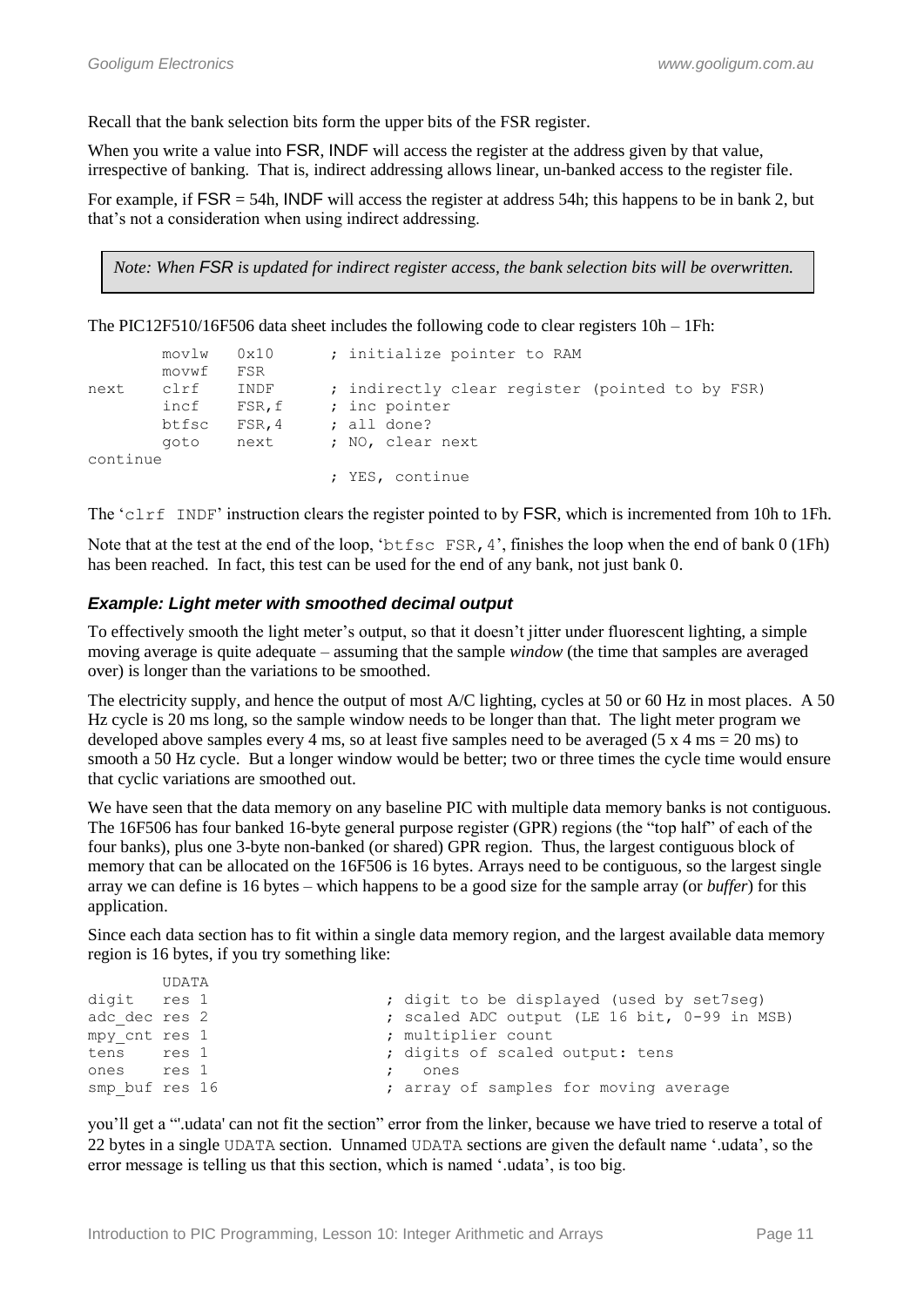Recall that the bank selection bits form the upper bits of the FSR register.

When you write a value into FSR, INDF will access the register at the address given by that value, irrespective of banking. That is, indirect addressing allows linear, un-banked access to the register file.

For example, if FSR = 54h, INDF will access the register at address 54h; this happens to be in bank 2, but that's not a consideration when using indirect addressing.

*Note: When FSR is updated for indirect register access, the bank selection bits will be overwritten.*

The PIC12F510/16F506 data sheet includes the following code to clear registers 10h – 1Fh:

```
        movlw   0x10        ; initialize pointer to RAM
        movwf   FSR
next    clrf    INDF        ; indirectly clear register (pointed to by FSR)
        incf    FSR,f       ; inc pointer
        btfsc   FSR,4       ; all done?
        goto    next        ; NO, clear next
continue
                            ; YES, continue
```

The '`clrf INDF`' instruction clears the register pointed to by FSR, which is incremented from 10h to 1Fh.

Note that at the test at the end of the loop, '`btfsc FSR,4`', finishes the loop when the end of bank 0 (1Fh) has been reached. In fact, this test can be used for the end of any bank, not just bank 0.

### *Example: Light meter with smoothed decimal output*

To effectively smooth the light meter's output, so that it doesn't jitter under fluorescent lighting, a simple moving average is quite adequate – assuming that the sample *window* (the time that samples are averaged over) is longer than the variations to be smoothed.

The electricity supply, and hence the output of most A/C lighting, cycles at 50 or 60 Hz in most places. A 50 Hz cycle is 20 ms long, so the sample window needs to be longer than that. The light meter program we developed above samples every 4 ms, so at least five samples need to be averaged (5 x 4 ms = 20 ms) to smooth a 50 Hz cycle. But a longer window would be better; two or three times the cycle time would ensure that cyclic variations are smoothed out.

We have seen that the data memory on any baseline PIC with multiple data memory banks is not contiguous. The 16F506 has four banked 16-byte general purpose register (GPR) regions (the "top half" of each of the four banks), plus one 3-byte non-banked (or shared) GPR region. Thus, the largest contiguous block of memory that can be allocated on the 16F506 is 16 bytes. Arrays need to be contiguous, so the largest single array we can define is 16 bytes – which happens to be a good size for the sample array (or *buffer*) for this application.

Since each data section has to fit within a single data memory region, and the largest available data memory region is 16 bytes, if you try something like:

```
        UDATA
digit   res 1               ; digit to be displayed (used by set7seg)
adc_dec res 2               ; scaled ADC output (LE 16 bit, 0-99 in MSB)
mpy_cnt res 1               ; multiplier count
tens    res 1               ; digits of scaled output: tens
ones    res 1               ;   ones
smp_buf res 16              ; array of samples for moving average
```

you'll get a "'.udata' can not fit the section" error from the linker, because we have tried to reserve a total of 22 bytes in a single UDATA section. Unnamed UDATA sections are given the default name '.udata', so the error message is telling us that this section, which is named '.udata', is too big.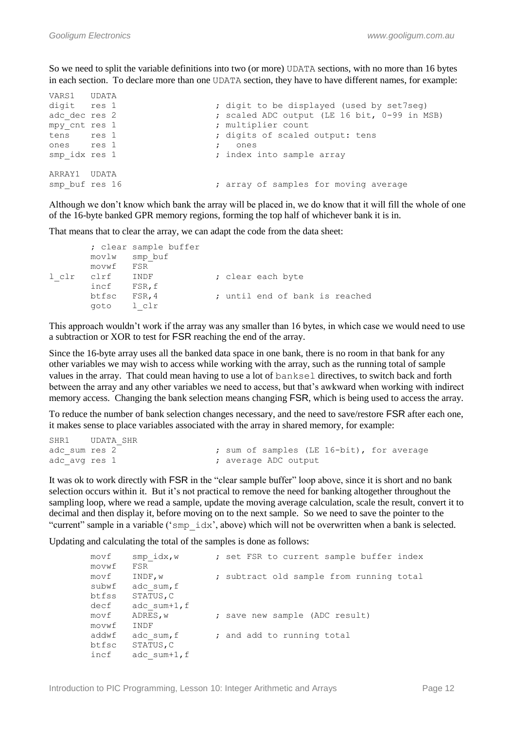So we need to split the variable definitions into two (or more) UDATA sections, with no more than 16 bytes in each section. To declare more than one UDATA section, they have to have different names, for example:

```
VARS1   UDATA
digit   res 1                   ; digit to be displayed (used by set7seg)
adc_dec res 2                   ; scaled ADC output (LE 16 bit, 0-99 in MSB)
mpy_cnt res 1                   ; multiplier count
tens    res 1                   ; digits of scaled output: tens
ones    res 1                   ;   ones
smp_idx res 1                   ; index into sample array

ARRAY1  UDATA
smp_buf res 16                  ; array of samples for moving average
```

Although we don't know which bank the array will be placed in, we do know that it will fill the whole of one of the 16-byte banked GPR memory regions, forming the top half of whichever bank it is in.

That means that to clear the array, we can adapt the code from the data sheet:

```
        ; clear sample buffer
        movlw   smp_buf
        movwf   FSR
l_clr   clrf    INDF            ; clear each byte
        incf    FSR,f
        btfsc   FSR,4           ; until end of bank is reached
        goto    l_clr
```

This approach wouldn't work if the array was any smaller than 16 bytes, in which case we would need to use a subtraction or XOR to test for FSR reaching the end of the array.

Since the 16-byte array uses all the banked data space in one bank, there is no room in that bank for any other variables we may wish to access while working with the array, such as the running total of sample values in the array. That could mean having to use a lot of banksel directives, to switch back and forth between the array and any other variables we need to access, but that's awkward when working with indirect memory access. Changing the bank selection means changing FSR, which is being used to access the array.

To reduce the number of bank selection changes necessary, and the need to save/restore FSR after each one, it makes sense to place variables associated with the array in shared memory, for example:

```
SHR1    UDATA_SHR
adc_sum res 2                   ; sum of samples (LE 16-bit), for average
adc_avg res 1                   ; average ADC output
```

It was ok to work directly with FSR in the "clear sample buffer" loop above, since it is short and no bank selection occurs within it. But it's not practical to remove the need for banking altogether throughout the sampling loop, where we read a sample, update the moving average calculation, scale the result, convert it to decimal and then display it, before moving on to the next sample. So we need to save the pointer to the "current" sample in a variable ('smp_idx', above) which will not be overwritten when a bank is selected.

Updating and calculating the total of the samples is done as follows:

```
        movf    smp_idx,w       ; set FSR to current sample buffer index
        movwf   FSR
        movf    INDF,w          ; subtract old sample from running total
        subwf   adc_sum,f
        btfss   STATUS,C
        decf    adc_sum+1,f
        movf    ADRES,w         ; save new sample (ADC result)
        movwf   INDF
        addwf   adc_sum,f       ; and add to running total
        btfsc   STATUS,C
        incf    adc_sum+1,f
```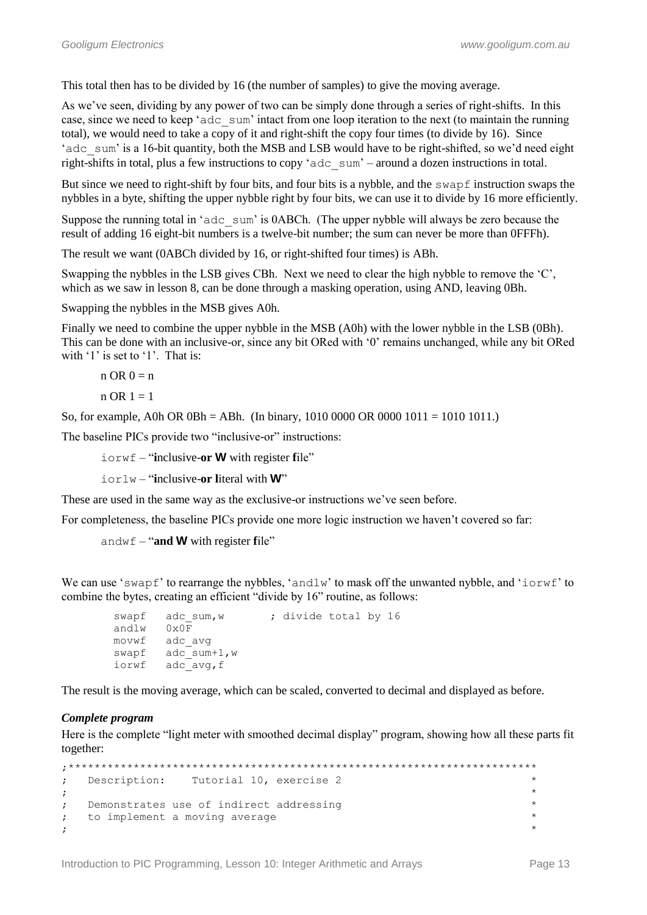This total then has to be divided by 16 (the number of samples) to give the moving average.

As we've seen, dividing by any power of two can be simply done through a series of right-shifts. In this case, since we need to keep 'adc_sum' intact from one loop iteration to the next (to maintain the running total), we would need to take a copy of it and right-shift the copy four times (to divide by 16). Since 'adc_sum' is a 16-bit quantity, both the MSB and LSB would have to be right-shifted, so we'd need eight right-shifts in total, plus a few instructions to copy 'adc_sum' – around a dozen instructions in total.

But since we need to right-shift by four bits, and four bits is a nybble, and the swapf instruction swaps the nybbles in a byte, shifting the upper nybble right by four bits, we can use it to divide by 16 more efficiently.

Suppose the running total in 'adc_sum' is 0ABCh. (The upper nybble will always be zero because the result of adding 16 eight-bit numbers is a twelve-bit number; the sum can never be more than 0FFFh).

The result we want (0ABCh divided by 16, or right-shifted four times) is ABh.

Swapping the nybbles in the LSB gives CBh. Next we need to clear the high nybble to remove the 'C', which as we saw in lesson 8, can be done through a masking operation, using AND, leaving 0Bh.

Swapping the nybbles in the MSB gives A0h.

Finally we need to combine the upper nybble in the MSB (A0h) with the lower nybble in the LSB (0Bh). This can be done with an inclusive-or, since any bit ORed with '0' remains unchanged, while any bit ORed with '1' is set to '1'. That is:

n OR 0 = n

n OR 1 = 1

So, for example, A0h OR 0Bh = ABh. (In binary, 1010 0000 OR 0000 1011 = 1010 1011.)

The baseline PICs provide two "inclusive-or" instructions:

iorwf – "**i**nclusive-**or W** with register **f**ile"

iorlw – "**i**nclusive-**or l**iteral with **W**"

These are used in the same way as the exclusive-or instructions we've seen before.

For completeness, the baseline PICs provide one more logic instruction we haven't covered so far:

andwf – "**and W** with register **f**ile"

We can use 'swapf' to rearrange the nybbles, 'andlw' to mask off the unwanted nybble, and 'iorwf' to combine the bytes, creating an efficient "divide by 16" routine, as follows:

```
        swapf   adc_sum,w       ; divide total by 16
        andlw   0x0F
        movwf   adc_avg
        swapf   adc_sum+1,w
        iorwf   adc_avg,f
```

The result is the moving average, which can be scaled, converted to decimal and displayed as before.

### *Complete program*

Here is the complete "light meter with smoothed decimal display" program, showing how all these parts fit together:

```
;************************************************************************
;   Description:    Tutorial 10, exercise 2                             *
;                                                                       *
;   Demonstrates use of indirect addressing                             *
;   to implement a moving average                                       *
;                                                                       *
```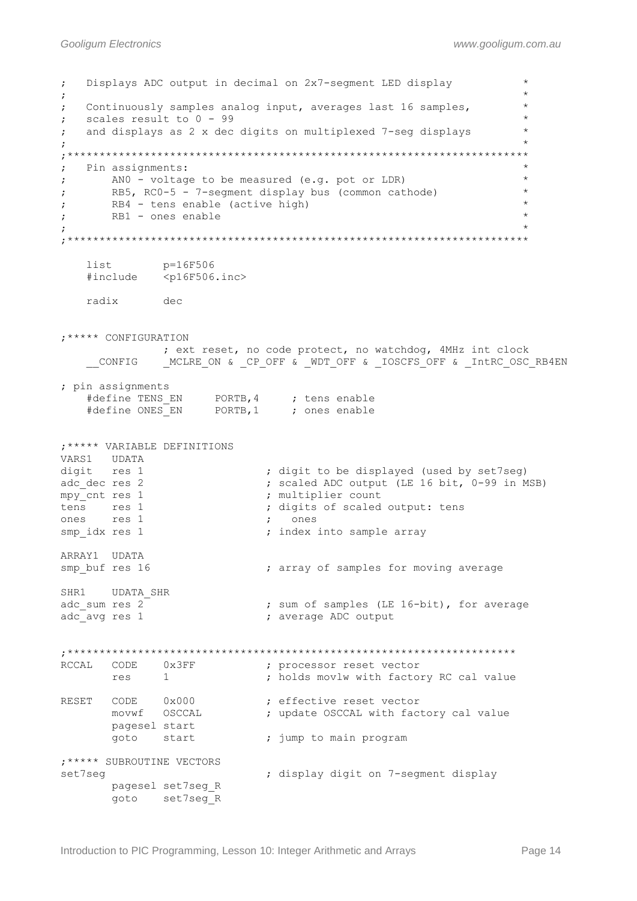```
;   Displays ADC output in decimal on 2x7-segment LED display          *
;                                                                       *
;   Continuously samples analog input, averages last 16 samples,       *
;   scales result to 0 - 99                                            *
;   and displays as 2 x dec digits on multiplexed 7-seg displays       *
;                                                                       *
;************************************************************************
;   Pin assignments:                                                   *
;       AN0 - voltage to be measured (e.g. pot or LDR)                 *
;       RB5, RC0-5 - 7-segment display bus (common cathode)            *
;       RB4 - tens enable (active high)                                *
;       RB1 - ones enable                                              *
;                                                                       *
;************************************************************************

    list        p=16F506
    #include    <p16F506.inc>

    radix       dec


;***** CONFIGURATION
                ; ext reset, no code protect, no watchdog, 4MHz int clock
    __CONFIG    _MCLRE_ON & _CP_OFF & _WDT_OFF & _IOSCFS_OFF & _IntRC_OSC_RB4EN

; pin assignments
    #define TENS_EN     PORTB,4     ; tens enable
    #define ONES_EN     PORTB,1     ; ones enable


;***** VARIABLE DEFINITIONS
VARS1   UDATA
digit   res 1                   ; digit to be displayed (used by set7seg)
adc_dec res 2                   ; scaled ADC output (LE 16 bit, 0-99 in MSB)
mpy_cnt res 1                   ; multiplier count
tens    res 1                   ; digits of scaled output: tens
ones    res 1                   ;   ones
smp_idx res 1                   ; index into sample array

ARRAY1  UDATA
smp_buf res 16                  ; array of samples for moving average

SHR1    UDATA_SHR
adc_sum res 2                   ; sum of samples (LE 16-bit), for average
adc_avg res 1                   ; average ADC output


;************************************************************************
RCCAL   CODE    0x3FF           ; processor reset vector
        res     1               ; holds movlw with factory RC cal value

RESET   CODE    0x000           ; effective reset vector
        movwf   OSCCAL          ; update OSCCAL with factory cal value
        pagesel start
        goto    start           ; jump to main program

;***** SUBROUTINE VECTORS
set7seg                         ; display digit on 7-segment display
        pagesel set7seg_R
        goto    set7seg_R
```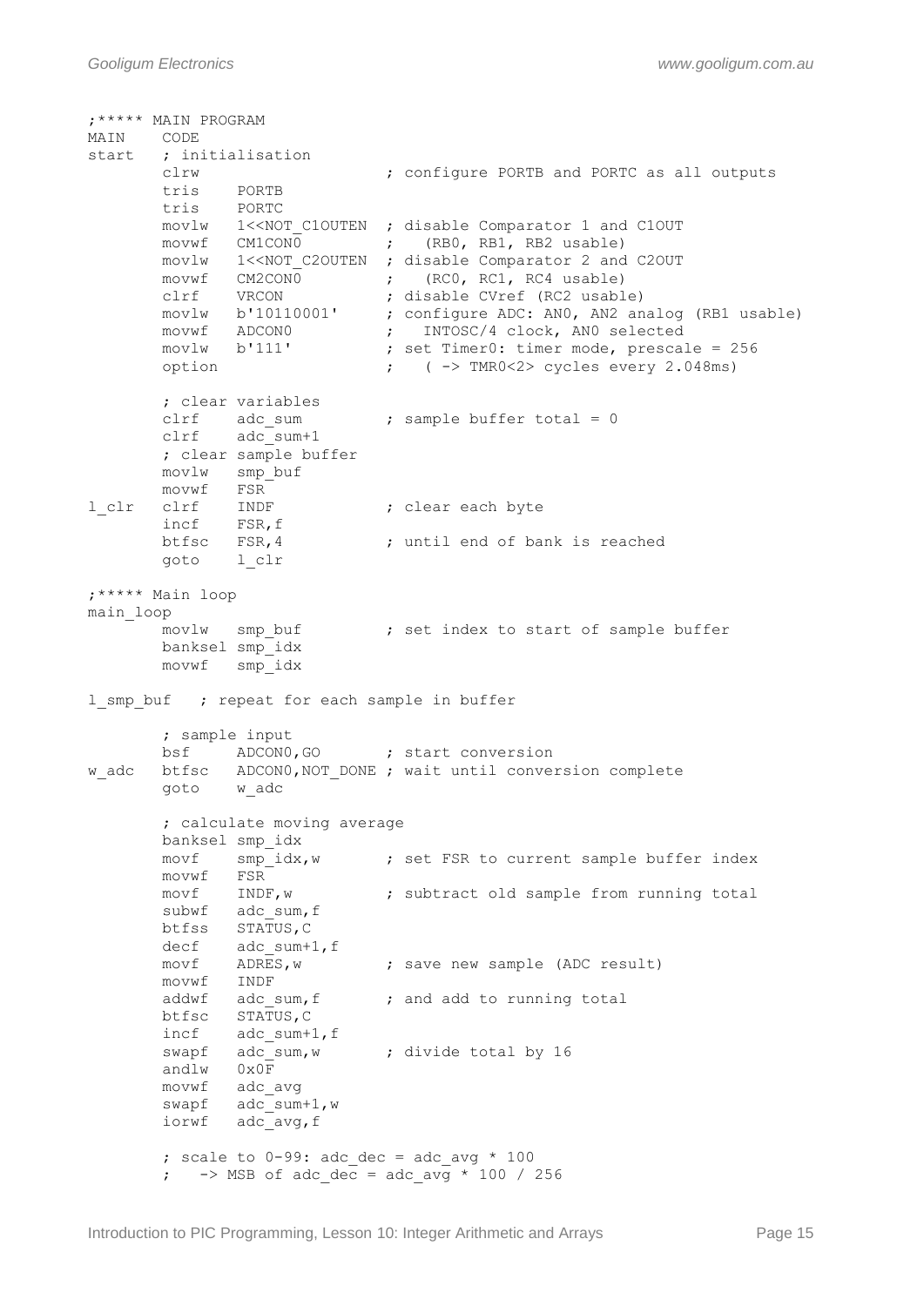```
;***** MAIN PROGRAM
MAIN    CODE
start   ; initialisation
        clrw                    ; configure PORTB and PORTC as all outputs
        tris    PORTB
        tris    PORTC
        movlw   1<<NOT_C1OUTEN  ; disable Comparator 1 and C1OUT
        movwf   CM1CON0         ;   (RB0, RB1, RB2 usable)
        movlw   1<<NOT_C2OUTEN  ; disable Comparator 2 and C2OUT
        movwf   CM2CON0         ;   (RC0, RC1, RC4 usable)
        clrf    VRCON           ; disable CVref (RC2 usable)
        movlw   b'10110001'     ; configure ADC: AN0, AN2 analog (RB1 usable)
        movwf   ADCON0          ;   INTOSC/4 clock, AN0 selected
        movlw   b'111'          ; set Timer0: timer mode, prescale = 256
        option                  ;   ( -> TMR0<2> cycles every 2.048ms)

        ; clear variables
        clrf    adc_sum         ; sample buffer total = 0
        clrf    adc_sum+1
        ; clear sample buffer
        movlw   smp_buf
        movwf   FSR
l_clr   clrf    INDF            ; clear each byte
        incf    FSR,f
        btfsc   FSR,4           ; until end of bank is reached
        goto    l_clr

;***** Main loop
main_loop
        movlw   smp_buf         ; set index to start of sample buffer
        banksel smp_idx
        movwf   smp_idx

l_smp_buf   ; repeat for each sample in buffer

        ; sample input
        bsf     ADCON0,GO       ; start conversion
w_adc   btfsc   ADCON0,NOT_DONE ; wait until conversion complete
        goto    w_adc

        ; calculate moving average
        banksel smp_idx
        movf    smp_idx,w       ; set FSR to current sample buffer index
        movwf   FSR
        movf    INDF,w          ; subtract old sample from running total
        subwf   adc_sum,f
        btfss   STATUS,C
        decf    adc_sum+1,f
        movf    ADRES,w         ; save new sample (ADC result)
        movwf   INDF
        addwf   adc_sum,f       ; and add to running total
        btfsc   STATUS,C
        incf    adc_sum+1,f
        swapf   adc_sum,w       ; divide total by 16
        andlw   0x0F
        movwf   adc_avg
        swapf   adc_sum+1,w
        iorwf   adc_avg,f

        ; scale to 0-99: adc_dec = adc_avg * 100
        ;   -> MSB of adc_dec = adc_avg * 100 / 256
```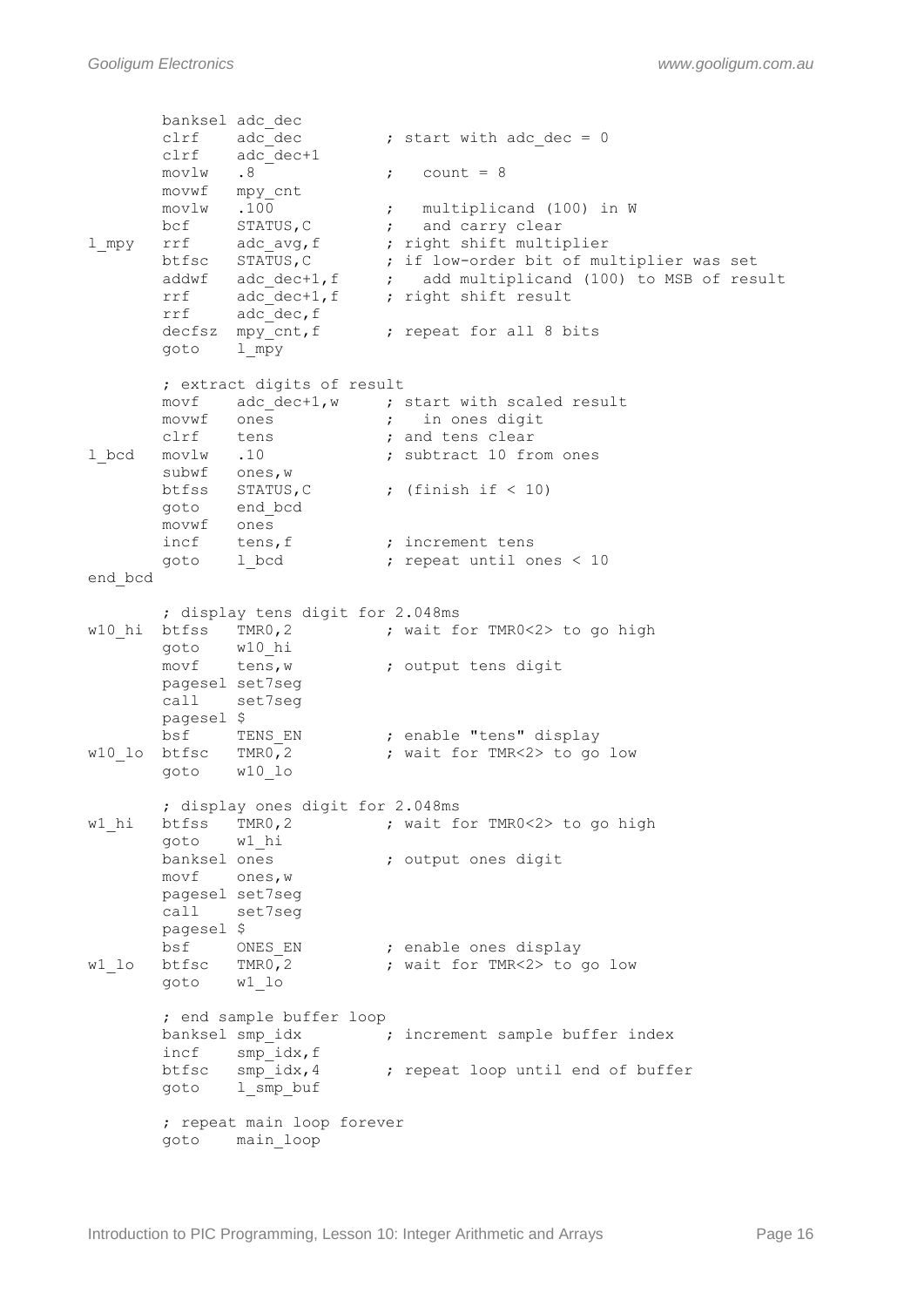```
        banksel adc_dec
        clrf    adc_dec         ; start with adc_dec = 0
        clrf    adc_dec+1
        movlw   .8              ;   count = 8
        movwf   mpy_cnt
        movlw   .100            ;   multiplicand (100) in W
        bcf     STATUS,C        ;   and carry clear
l_mpy   rrf     adc_avg,f       ; right shift multiplier
        btfsc   STATUS,C        ; if low-order bit of multiplier was set
        addwf   adc_dec+1,f     ;   add multiplicand (100) to MSB of result
        rrf     adc_dec+1,f     ; right shift result
        rrf     adc_dec,f
        decfsz  mpy_cnt,f       ; repeat for all 8 bits
        goto    l_mpy

        ; extract digits of result
        movf    adc_dec+1,w     ; start with scaled result
        movwf   ones            ;   in ones digit
        clrf    tens            ; and tens clear
l_bcd   movlw   .10             ; subtract 10 from ones
        subwf   ones,w
        btfss   STATUS,C        ; (finish if < 10)
        goto    end_bcd
        movwf   ones
        incf    tens,f          ; increment tens
        goto    l_bcd           ; repeat until ones < 10
end_bcd

        ; display tens digit for 2.048ms
w10_hi  btfss   TMR0,2          ; wait for TMR0<2> to go high
        goto    w10_hi
        movf    tens,w          ; output tens digit
        pagesel set7seg
        call    set7seg
        pagesel $
        bsf     TENS_EN         ; enable "tens" display
w10_lo  btfsc   TMR0,2          ; wait for TMR<2> to go low
        goto    w10_lo

        ; display ones digit for 2.048ms
w1_hi   btfss   TMR0,2          ; wait for TMR0<2> to go high
        goto    w1_hi
        banksel ones            ; output ones digit
        movf    ones,w
        pagesel set7seg
        call    set7seg
        pagesel $
        bsf     ONES_EN         ; enable ones display
w1_lo   btfsc   TMR0,2          ; wait for TMR<2> to go low
        goto    w1_lo

        ; end sample buffer loop
        banksel smp_idx         ; increment sample buffer index
        incf    smp_idx,f
        btfsc   smp_idx,4       ; repeat loop until end of buffer
        goto    l_smp_buf

        ; repeat main loop forever
        goto    main_loop
```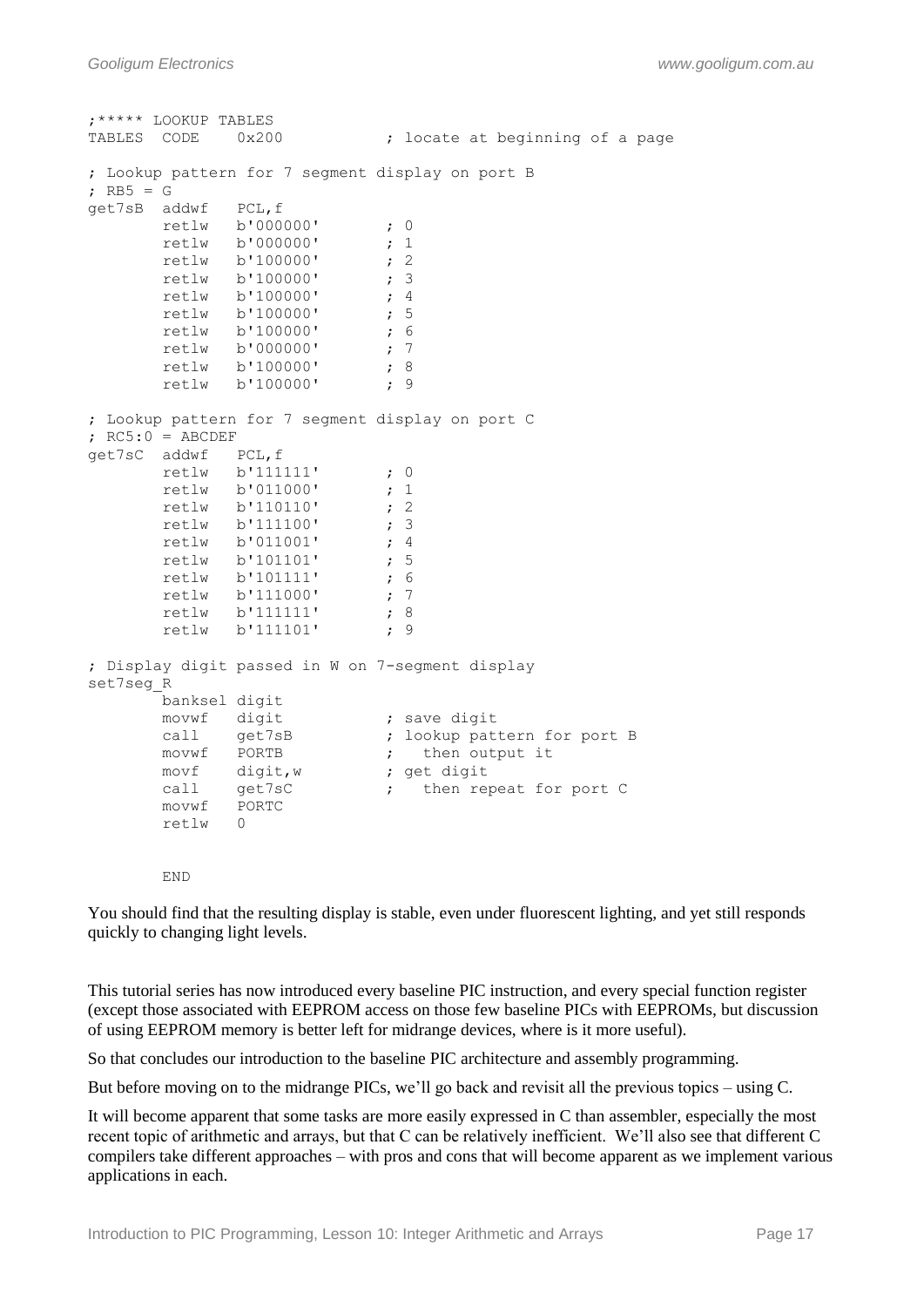```
;***** LOOKUP TABLES
TABLES  CODE    0x200           ; locate at beginning of a page

; Lookup pattern for 7 segment display on port B
; RB5 = G
get7sB  addwf   PCL,f
        retlw   b'000000'       ; 0
        retlw   b'000000'       ; 1
        retlw   b'100000'       ; 2
        retlw   b'100000'       ; 3
        retlw   b'100000'       ; 4
        retlw   b'100000'       ; 5
        retlw   b'100000'       ; 6
        retlw   b'000000'       ; 7
        retlw   b'100000'       ; 8
        retlw   b'100000'       ; 9

; Lookup pattern for 7 segment display on port C
; RC5:0 = ABCDEF
get7sC  addwf   PCL,f
        retlw   b'111111'       ; 0
        retlw   b'011000'       ; 1
        retlw   b'110110'       ; 2
        retlw   b'111100'       ; 3
        retlw   b'011001'       ; 4
        retlw   b'101101'       ; 5
        retlw   b'101111'       ; 6
        retlw   b'111000'       ; 7
        retlw   b'111111'       ; 8
        retlw   b'111101'       ; 9

; Display digit passed in W on 7-segment display
set7seg_R
        banksel digit
        movwf   digit           ; save digit
        call    get7sB          ; lookup pattern for port B
        movwf   PORTB           ;   then output it
        movf    digit,w         ; get digit
        call    get7sC          ;   then repeat for port C
        movwf   PORTC
        retlw   0


        END
```

You should find that the resulting display is stable, even under fluorescent lighting, and yet still responds quickly to changing light levels.

This tutorial series has now introduced every baseline PIC instruction, and every special function register (except those associated with EEPROM access on those few baseline PICs with EEPROMs, but discussion of using EEPROM memory is better left for midrange devices, where is it more useful).

So that concludes our introduction to the baseline PIC architecture and assembly programming.

But before moving on to the midrange PICs, we'll go back and revisit all the previous topics – using C.

It will become apparent that some tasks are more easily expressed in C than assembler, especially the most recent topic of arithmetic and arrays, but that C can be relatively inefficient. We'll also see that different C compilers take different approaches – with pros and cons that will become apparent as we implement various applications in each.